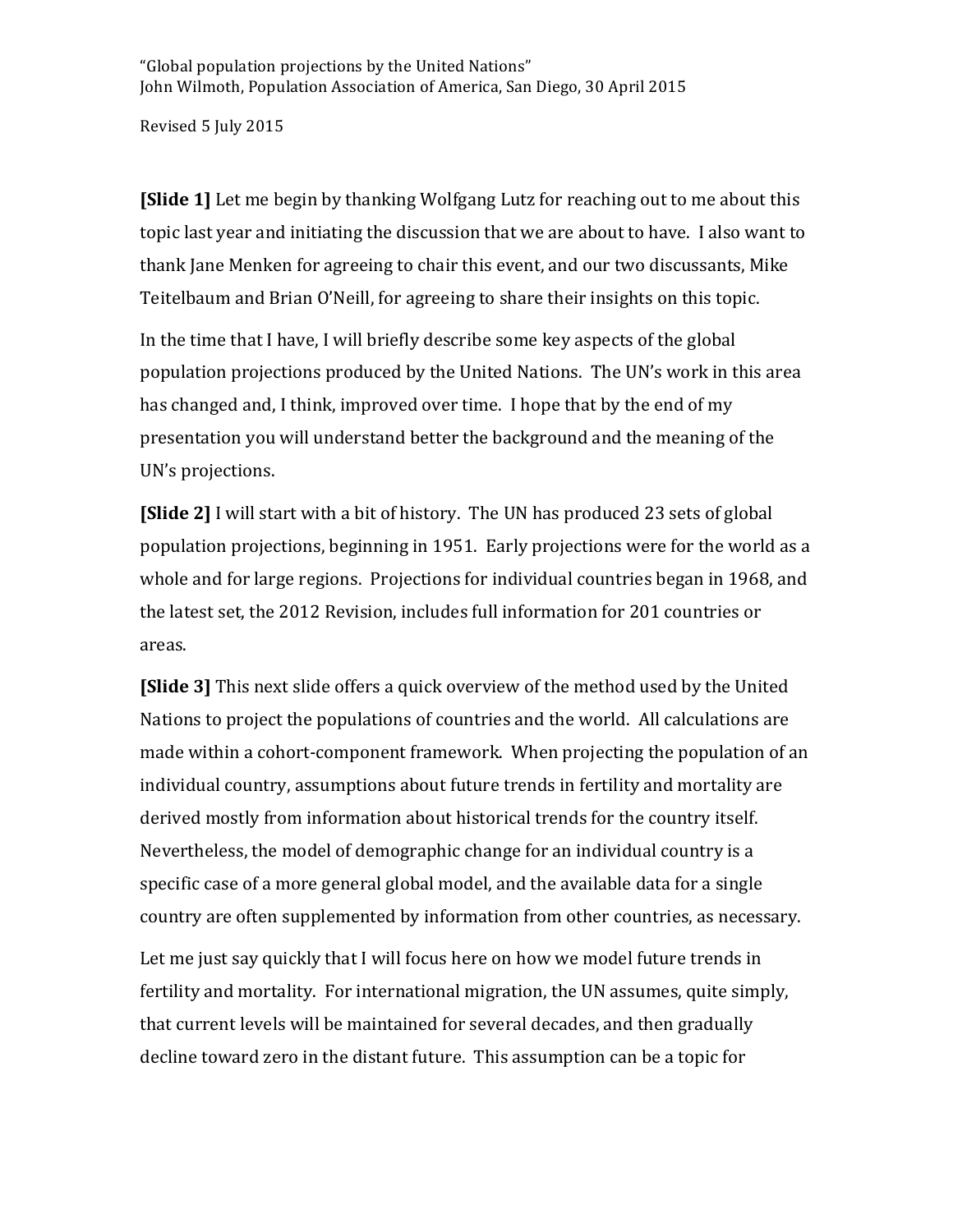"Global population projections by the United Nations"
John Wilmoth, Population Association of America, San Diego, 30 April 2015

Revised 5 July 2015

**[Slide 1]** Let me begin by thanking Wolfgang Lutz for reaching out to me about this topic last year and initiating the discussion that we are about to have. I also want to thank Jane Menken for agreeing to chair this event, and our two discussants, Mike Teitelbaum and Brian O'Neill, for agreeing to share their insights on this topic.

In the time that I have, I will briefly describe some key aspects of the global population projections produced by the United Nations. The UN's work in this area has changed and, I think, improved over time. I hope that by the end of my presentation you will understand better the background and the meaning of the UN's projections.

**[Slide 2]** I will start with a bit of history. The UN has produced 23 sets of global population projections, beginning in 1951. Early projections were for the world as a whole and for large regions. Projections for individual countries began in 1968, and the latest set, the 2012 Revision, includes full information for 201 countries or areas.

**[Slide 3]** This next slide offers a quick overview of the method used by the United Nations to project the populations of countries and the world. All calculations are made within a cohort-component framework. When projecting the population of an individual country, assumptions about future trends in fertility and mortality are derived mostly from information about historical trends for the country itself. Nevertheless, the model of demographic change for an individual country is a specific case of a more general global model, and the available data for a single country are often supplemented by information from other countries, as necessary.

Let me just say quickly that I will focus here on how we model future trends in fertility and mortality. For international migration, the UN assumes, quite simply, that current levels will be maintained for several decades, and then gradually decline toward zero in the distant future. This assumption can be a topic for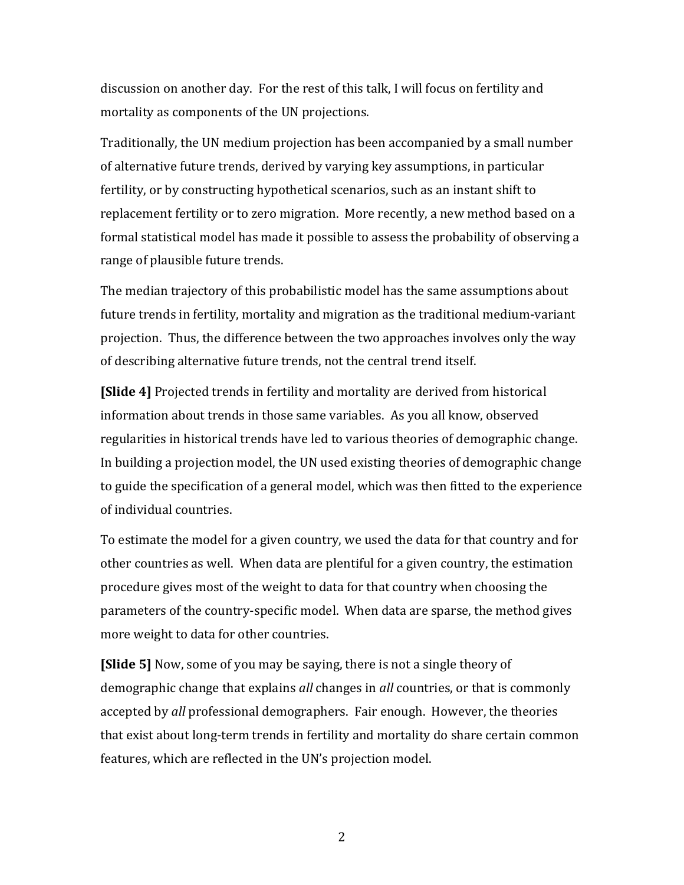discussion on another day. For the rest of this talk, I will focus on fertility and mortality as components of the UN projections.

Traditionally, the UN medium projection has been accompanied by a small number of alternative future trends, derived by varying key assumptions, in particular fertility, or by constructing hypothetical scenarios, such as an instant shift to replacement fertility or to zero migration. More recently, a new method based on a formal statistical model has made it possible to assess the probability of observing a range of plausible future trends.

The median trajectory of this probabilistic model has the same assumptions about future trends in fertility, mortality and migration as the traditional medium-variant projection. Thus, the difference between the two approaches involves only the way of describing alternative future trends, not the central trend itself.

**[Slide 4]** Projected trends in fertility and mortality are derived from historical information about trends in those same variables. As you all know, observed regularities in historical trends have led to various theories of demographic change. In building a projection model, the UN used existing theories of demographic change to guide the specification of a general model, which was then fitted to the experience of individual countries.

To estimate the model for a given country, we used the data for that country and for other countries as well. When data are plentiful for a given country, the estimation procedure gives most of the weight to data for that country when choosing the parameters of the country-specific model. When data are sparse, the method gives more weight to data for other countries.

**[Slide 5]** Now, some of you may be saying, there is not a single theory of demographic change that explains *all* changes in *all* countries, or that is commonly accepted by *all* professional demographers. Fair enough. However, the theories that exist about long-term trends in fertility and mortality do share certain common features, which are reflected in the UN's projection model.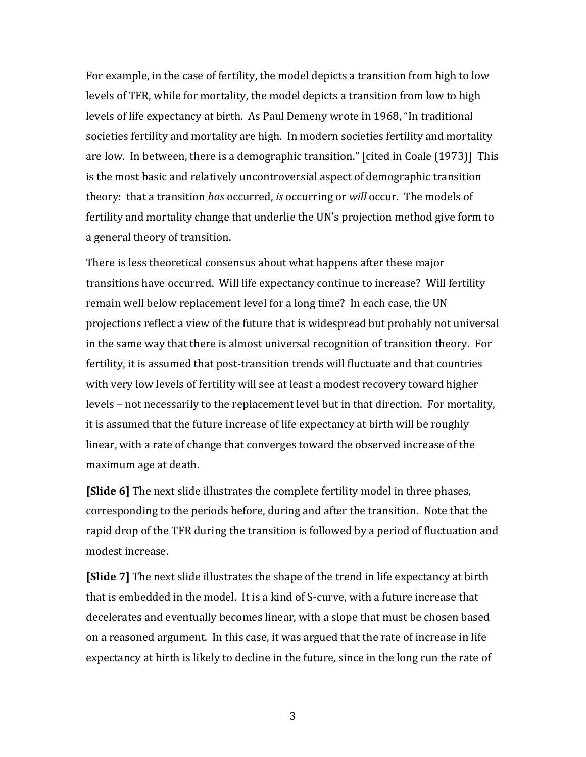For example, in the case of fertility, the model depicts a transition from high to low levels of TFR, while for mortality, the model depicts a transition from low to high levels of life expectancy at birth. As Paul Demeny wrote in 1968, "In traditional societies fertility and mortality are high. In modern societies fertility and mortality are low. In between, there is a demographic transition." [cited in Coale (1973)] This is the most basic and relatively uncontroversial aspect of demographic transition theory: that a transition *has* occurred, *is* occurring or *will* occur. The models of fertility and mortality change that underlie the UN's projection method give form to a general theory of transition.

There is less theoretical consensus about what happens after these major transitions have occurred. Will life expectancy continue to increase? Will fertility remain well below replacement level for a long time? In each case, the UN projections reflect a view of the future that is widespread but probably not universal in the same way that there is almost universal recognition of transition theory. For fertility, it is assumed that post-transition trends will fluctuate and that countries with very low levels of fertility will see at least a modest recovery toward higher levels – not necessarily to the replacement level but in that direction. For mortality, it is assumed that the future increase of life expectancy at birth will be roughly linear, with a rate of change that converges toward the observed increase of the maximum age at death.

**[Slide 6]** The next slide illustrates the complete fertility model in three phases, corresponding to the periods before, during and after the transition. Note that the rapid drop of the TFR during the transition is followed by a period of fluctuation and modest increase.

**[Slide 7]** The next slide illustrates the shape of the trend in life expectancy at birth that is embedded in the model. It is a kind of S-curve, with a future increase that decelerates and eventually becomes linear, with a slope that must be chosen based on a reasoned argument. In this case, it was argued that the rate of increase in life expectancy at birth is likely to decline in the future, since in the long run the rate of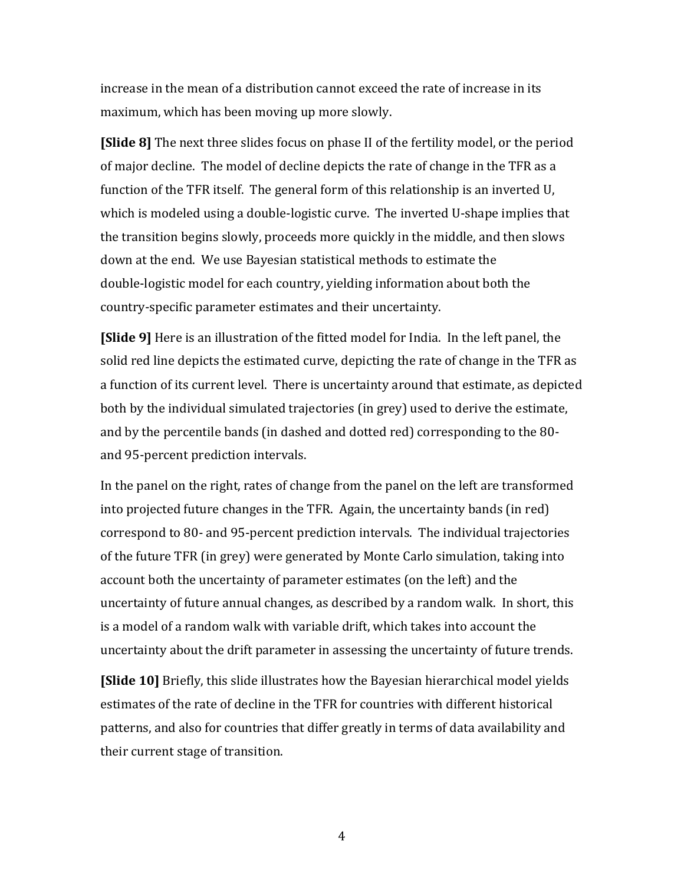increase in the mean of a distribution cannot exceed the rate of increase in its maximum, which has been moving up more slowly.

**[Slide 8]** The next three slides focus on phase II of the fertility model, or the period of major decline. The model of decline depicts the rate of change in the TFR as a function of the TFR itself. The general form of this relationship is an inverted U, which is modeled using a double-logistic curve. The inverted U-shape implies that the transition begins slowly, proceeds more quickly in the middle, and then slows down at the end. We use Bayesian statistical methods to estimate the double-logistic model for each country, yielding information about both the country-specific parameter estimates and their uncertainty.

**[Slide 9]** Here is an illustration of the fitted model for India. In the left panel, the solid red line depicts the estimated curve, depicting the rate of change in the TFR as a function of its current level. There is uncertainty around that estimate, as depicted both by the individual simulated trajectories (in grey) used to derive the estimate, and by the percentile bands (in dashed and dotted red) corresponding to the 80- and 95-percent prediction intervals.

In the panel on the right, rates of change from the panel on the left are transformed into projected future changes in the TFR. Again, the uncertainty bands (in red) correspond to 80- and 95-percent prediction intervals. The individual trajectories of the future TFR (in grey) were generated by Monte Carlo simulation, taking into account both the uncertainty of parameter estimates (on the left) and the uncertainty of future annual changes, as described by a random walk. In short, this is a model of a random walk with variable drift, which takes into account the uncertainty about the drift parameter in assessing the uncertainty of future trends.

**[Slide 10]** Briefly, this slide illustrates how the Bayesian hierarchical model yields estimates of the rate of decline in the TFR for countries with different historical patterns, and also for countries that differ greatly in terms of data availability and their current stage of transition.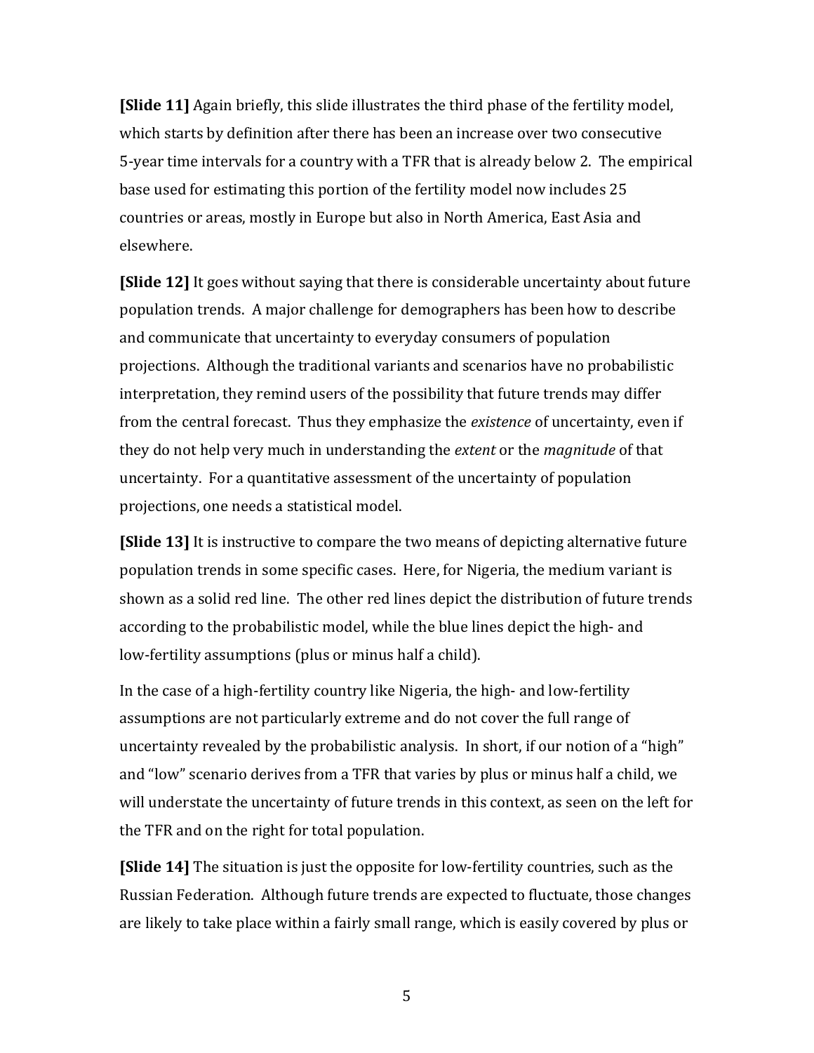**[Slide 11]** Again briefly, this slide illustrates the third phase of the fertility model, which starts by definition after there has been an increase over two consecutive 5-year time intervals for a country with a TFR that is already below 2. The empirical base used for estimating this portion of the fertility model now includes 25 countries or areas, mostly in Europe but also in North America, East Asia and elsewhere.

**[Slide 12]** It goes without saying that there is considerable uncertainty about future population trends. A major challenge for demographers has been how to describe and communicate that uncertainty to everyday consumers of population projections. Although the traditional variants and scenarios have no probabilistic interpretation, they remind users of the possibility that future trends may differ from the central forecast. Thus they emphasize the *existence* of uncertainty, even if they do not help very much in understanding the *extent* or the *magnitude* of that uncertainty. For a quantitative assessment of the uncertainty of population projections, one needs a statistical model.

**[Slide 13]** It is instructive to compare the two means of depicting alternative future population trends in some specific cases. Here, for Nigeria, the medium variant is shown as a solid red line. The other red lines depict the distribution of future trends according to the probabilistic model, while the blue lines depict the high- and low-fertility assumptions (plus or minus half a child).

In the case of a high-fertility country like Nigeria, the high- and low-fertility assumptions are not particularly extreme and do not cover the full range of uncertainty revealed by the probabilistic analysis. In short, if our notion of a "high" and "low" scenario derives from a TFR that varies by plus or minus half a child, we will understate the uncertainty of future trends in this context, as seen on the left for the TFR and on the right for total population.

**[Slide 14]** The situation is just the opposite for low-fertility countries, such as the Russian Federation. Although future trends are expected to fluctuate, those changes are likely to take place within a fairly small range, which is easily covered by plus or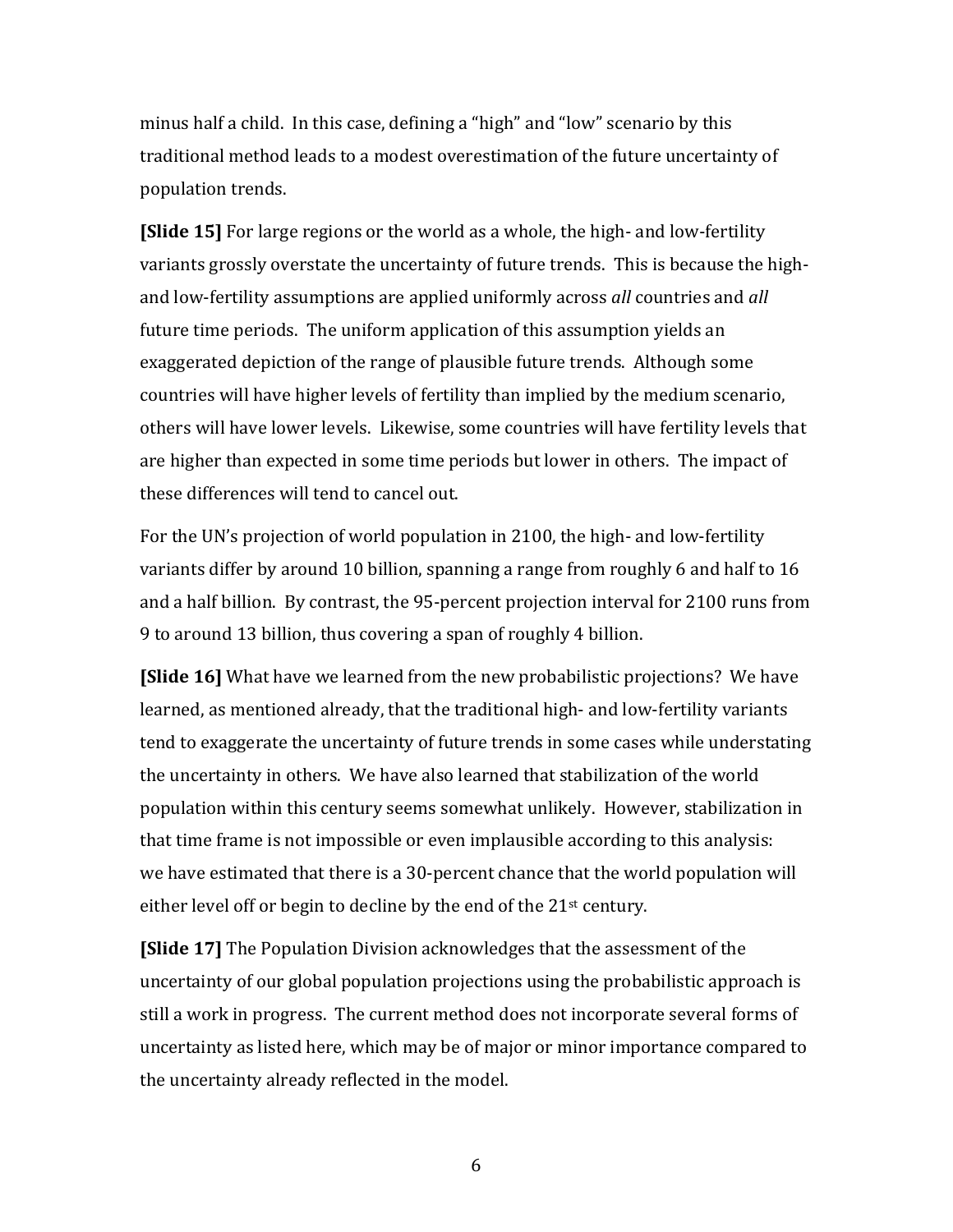minus half a child. In this case, defining a "high" and "low" scenario by this traditional method leads to a modest overestimation of the future uncertainty of population trends.

**[Slide 15]** For large regions or the world as a whole, the high- and low-fertility variants grossly overstate the uncertainty of future trends. This is because the high- and low-fertility assumptions are applied uniformly across *all* countries and *all* future time periods. The uniform application of this assumption yields an exaggerated depiction of the range of plausible future trends. Although some countries will have higher levels of fertility than implied by the medium scenario, others will have lower levels. Likewise, some countries will have fertility levels that are higher than expected in some time periods but lower in others. The impact of these differences will tend to cancel out.

For the UN's projection of world population in 2100, the high- and low-fertility variants differ by around 10 billion, spanning a range from roughly 6 and half to 16 and a half billion. By contrast, the 95-percent projection interval for 2100 runs from 9 to around 13 billion, thus covering a span of roughly 4 billion.

**[Slide 16]** What have we learned from the new probabilistic projections? We have learned, as mentioned already, that the traditional high- and low-fertility variants tend to exaggerate the uncertainty of future trends in some cases while understating the uncertainty in others. We have also learned that stabilization of the world population within this century seems somewhat unlikely. However, stabilization in that time frame is not impossible or even implausible according to this analysis: we have estimated that there is a 30-percent chance that the world population will either level off or begin to decline by the end of the 21st century.

**[Slide 17]** The Population Division acknowledges that the assessment of the uncertainty of our global population projections using the probabilistic approach is still a work in progress. The current method does not incorporate several forms of uncertainty as listed here, which may be of major or minor importance compared to the uncertainty already reflected in the model.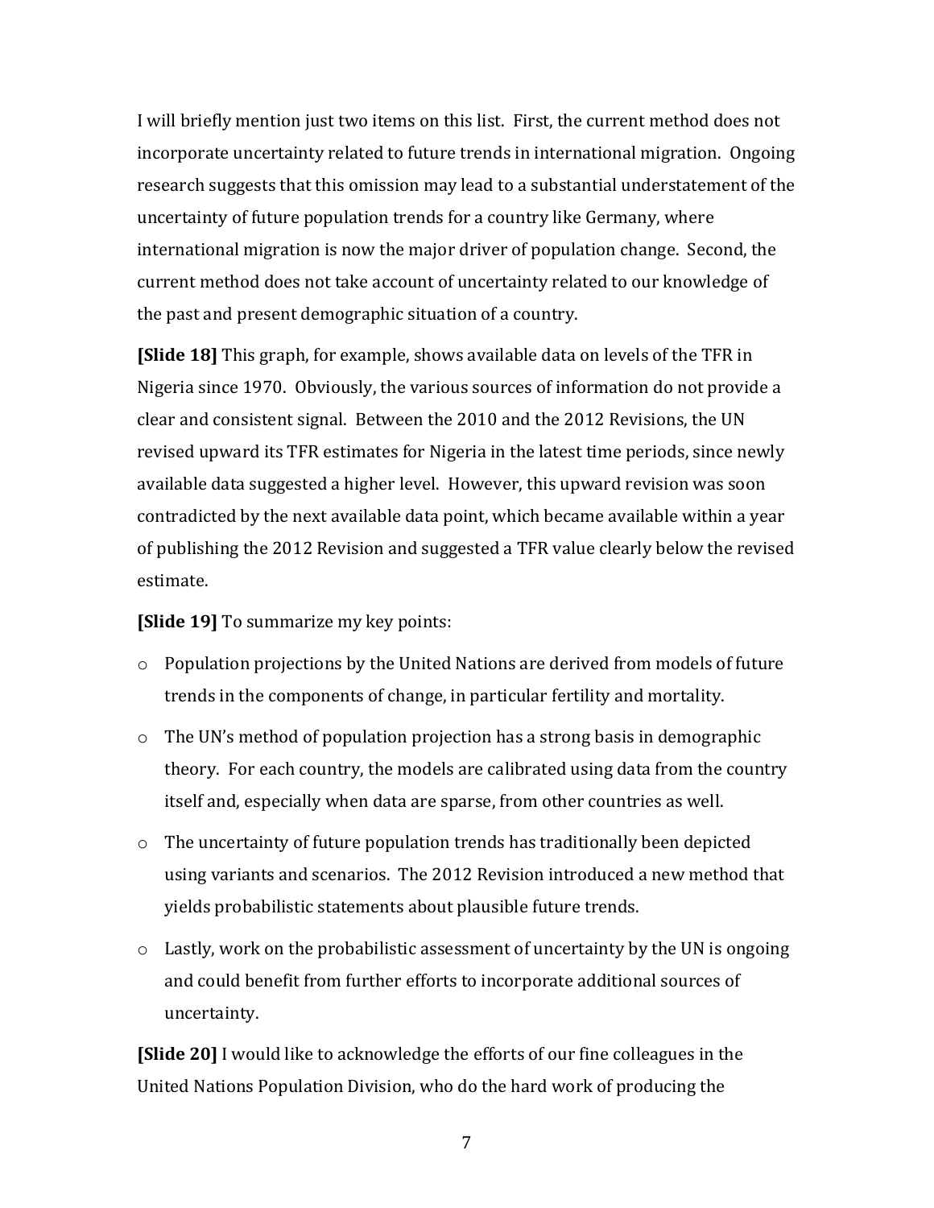I will briefly mention just two items on this list. First, the current method does not incorporate uncertainty related to future trends in international migration. Ongoing research suggests that this omission may lead to a substantial understatement of the uncertainty of future population trends for a country like Germany, where international migration is now the major driver of population change. Second, the current method does not take account of uncertainty related to our knowledge of the past and present demographic situation of a country.

**[Slide 18]** This graph, for example, shows available data on levels of the TFR in Nigeria since 1970. Obviously, the various sources of information do not provide a clear and consistent signal. Between the 2010 and the 2012 Revisions, the UN revised upward its TFR estimates for Nigeria in the latest time periods, since newly available data suggested a higher level. However, this upward revision was soon contradicted by the next available data point, which became available within a year of publishing the 2012 Revision and suggested a TFR value clearly below the revised estimate.

**[Slide 19]** To summarize my key points:

- Population projections by the United Nations are derived from models of future trends in the components of change, in particular fertility and mortality.
- The UN's method of population projection has a strong basis in demographic theory. For each country, the models are calibrated using data from the country itself and, especially when data are sparse, from other countries as well.
- The uncertainty of future population trends has traditionally been depicted using variants and scenarios. The 2012 Revision introduced a new method that yields probabilistic statements about plausible future trends.
- Lastly, work on the probabilistic assessment of uncertainty by the UN is ongoing and could benefit from further efforts to incorporate additional sources of uncertainty.

**[Slide 20]** I would like to acknowledge the efforts of our fine colleagues in the United Nations Population Division, who do the hard work of producing the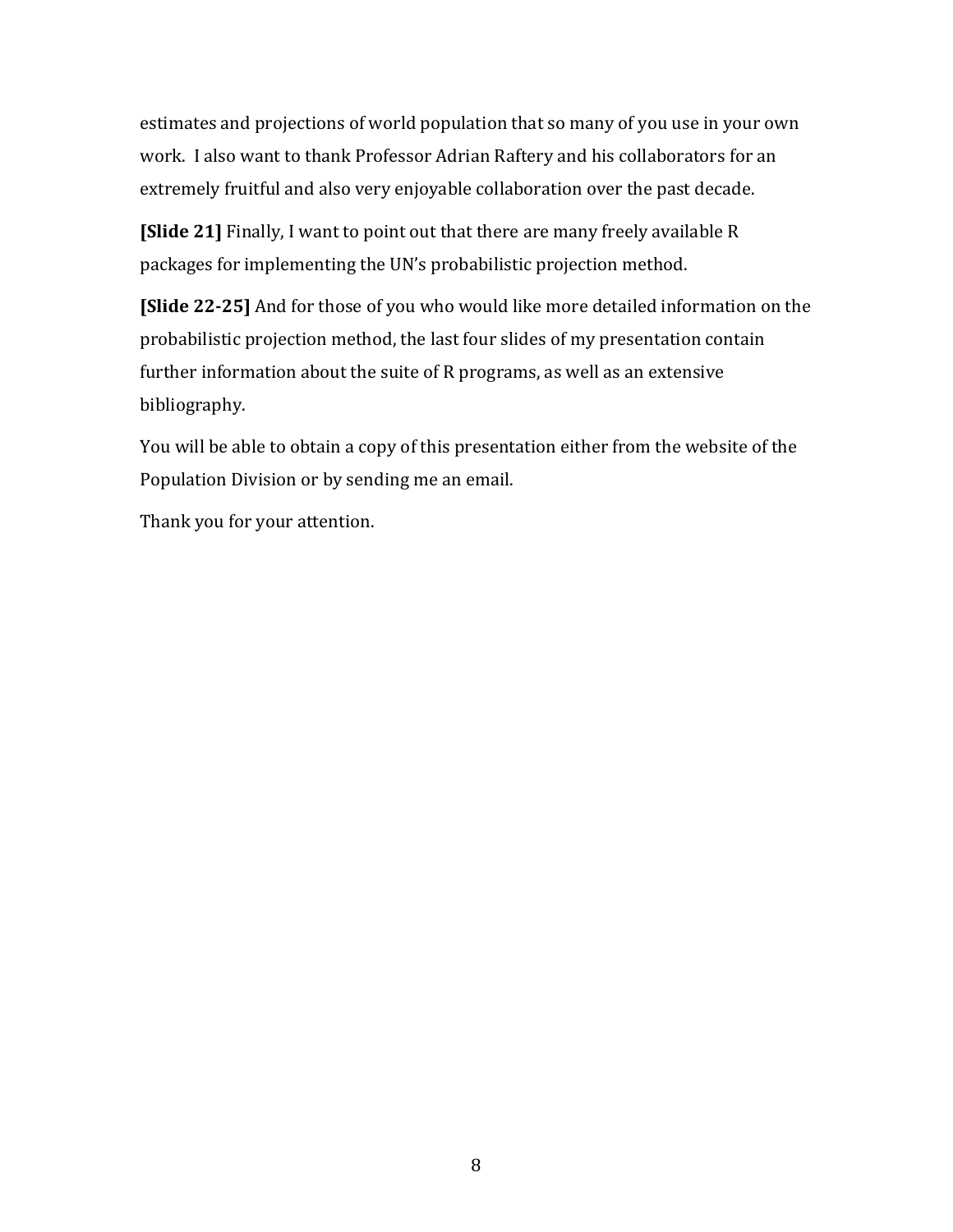estimates and projections of world population that so many of you use in your own work. I also want to thank Professor Adrian Raftery and his collaborators for an extremely fruitful and also very enjoyable collaboration over the past decade.

**[Slide 21]** Finally, I want to point out that there are many freely available R packages for implementing the UN's probabilistic projection method.

**[Slide 22-25]** And for those of you who would like more detailed information on the probabilistic projection method, the last four slides of my presentation contain further information about the suite of R programs, as well as an extensive bibliography.

You will be able to obtain a copy of this presentation either from the website of the Population Division or by sending me an email.

Thank you for your attention.